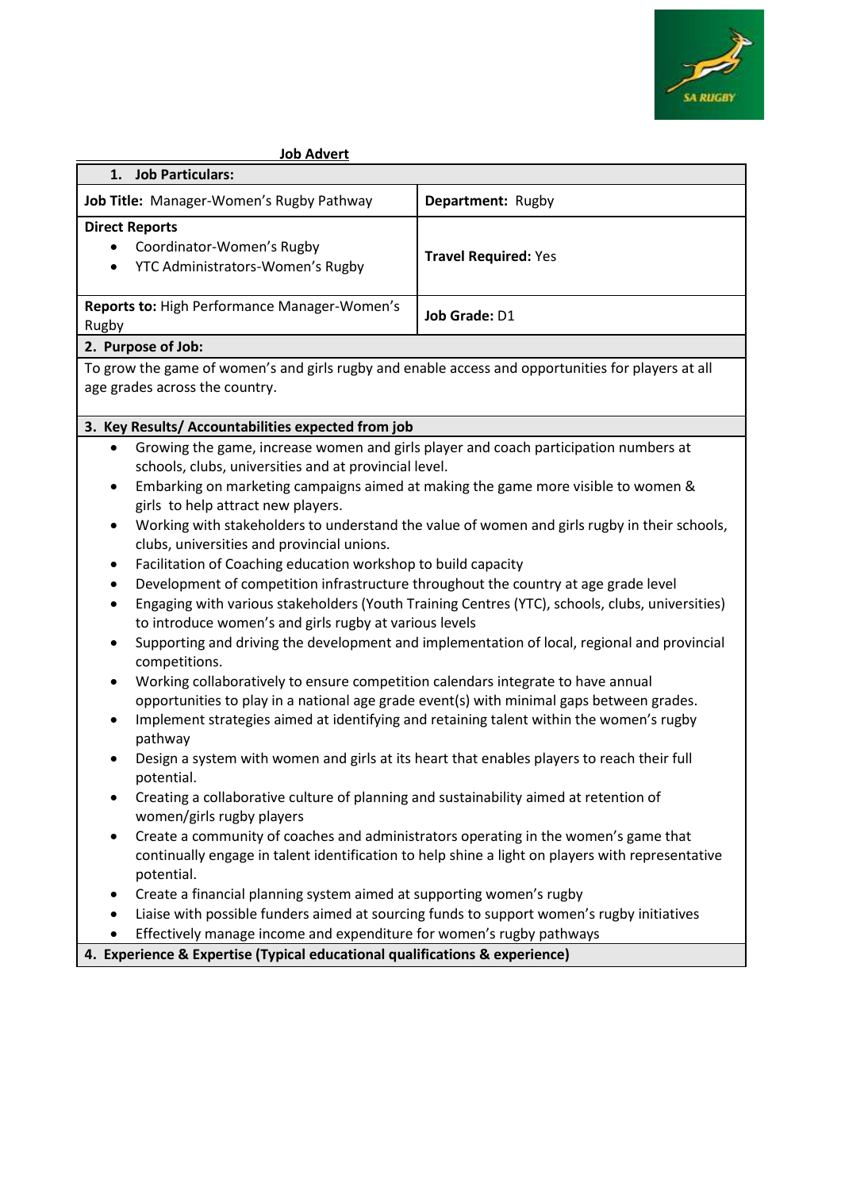**Job Advert**

| | |
|---|---|
| **1. Job Particulars:** | |
| **Job Title:** Manager-Women's Rugby Pathway | **Department:** Rugby |
| **Direct Reports**<br>• Coordinator-Women's Rugby<br>• YTC Administrators-Women's Rugby | **Travel Required:** Yes |
| **Reports to:** High Performance Manager-Women's Rugby | **Job Grade:** D1 |

**2. Purpose of Job:**

To grow the game of women's and girls rugby and enable access and opportunities for players at all age grades across the country.

**3. Key Results/ Accountabilities expected from job**

- Growing the game, increase women and girls player and coach participation numbers at schools, clubs, universities and at provincial level.
- Embarking on marketing campaigns aimed at making the game more visible to women & girls to help attract new players.
- Working with stakeholders to understand the value of women and girls rugby in their schools, clubs, universities and provincial unions.
- Facilitation of Coaching education workshop to build capacity
- Development of competition infrastructure throughout the country at age grade level
- Engaging with various stakeholders (Youth Training Centres (YTC), schools, clubs, universities) to introduce women's and girls rugby at various levels
- Supporting and driving the development and implementation of local, regional and provincial competitions.
- Working collaboratively to ensure competition calendars integrate to have annual opportunities to play in a national age grade event(s) with minimal gaps between grades.
- Implement strategies aimed at identifying and retaining talent within the women's rugby pathway
- Design a system with women and girls at its heart that enables players to reach their full potential.
- Creating a collaborative culture of planning and sustainability aimed at retention of women/girls rugby players
- Create a community of coaches and administrators operating in the women's game that continually engage in talent identification to help shine a light on players with representative potential.
- Create a financial planning system aimed at supporting women's rugby
- Liaise with possible funders aimed at sourcing funds to support women's rugby initiatives
- Effectively manage income and expenditure for women's rugby pathways

**4. Experience & Expertise (Typical educational qualifications & experience)**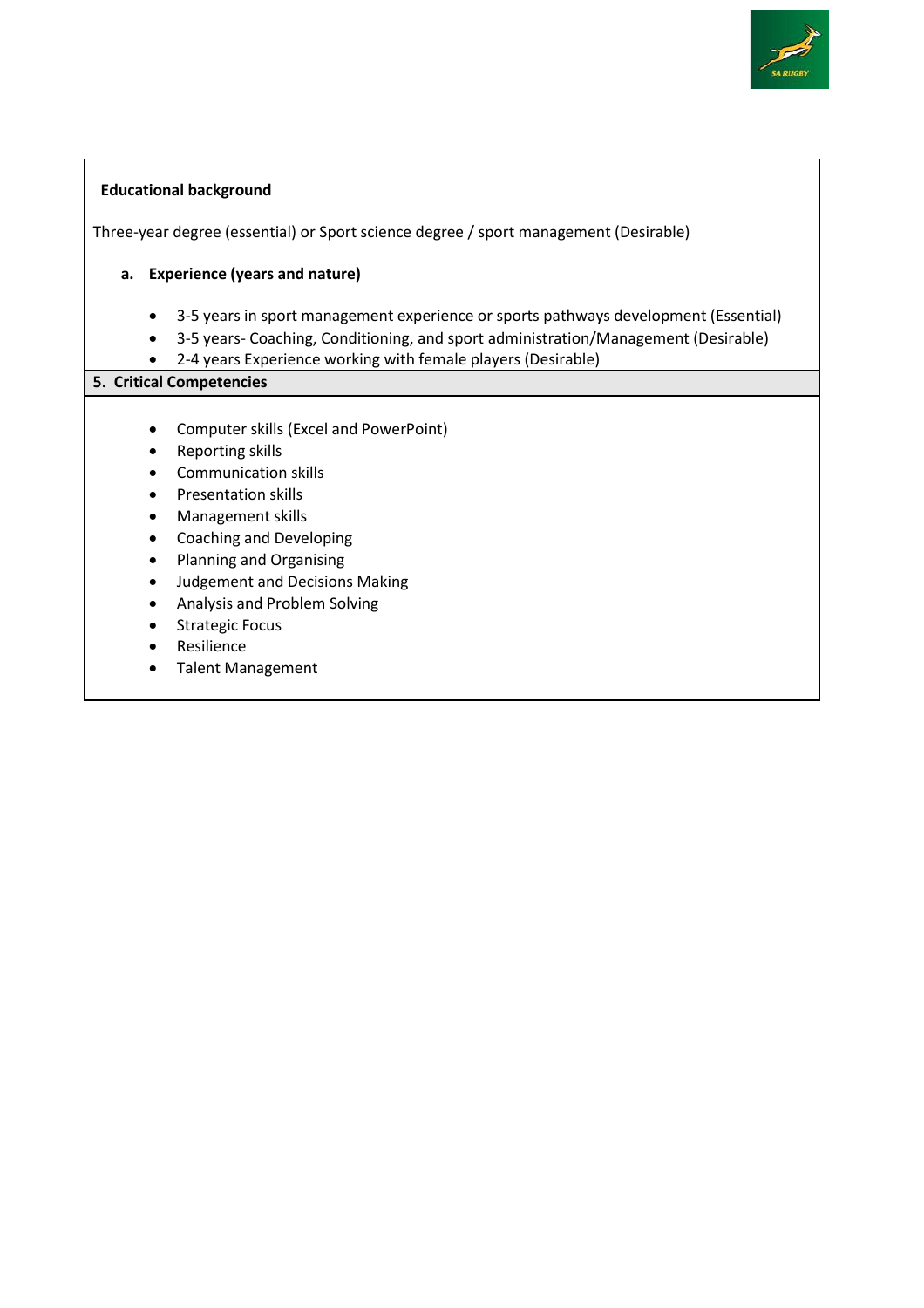**Educational background**

Three-year degree (essential) or Sport science degree / sport management (Desirable)

a. **Experience (years and nature)**

- 3-5 years in sport management experience or sports pathways development (Essential)
- 3-5 years- Coaching, Conditioning, and sport administration/Management (Desirable)
- 2-4 years Experience working with female players (Desirable)

**5. Critical Competencies**

- Computer skills (Excel and PowerPoint)
- Reporting skills
- Communication skills
- Presentation skills
- Management skills
- Coaching and Developing
- Planning and Organising
- Judgement and Decisions Making
- Analysis and Problem Solving
- Strategic Focus
- Resilience
- Talent Management